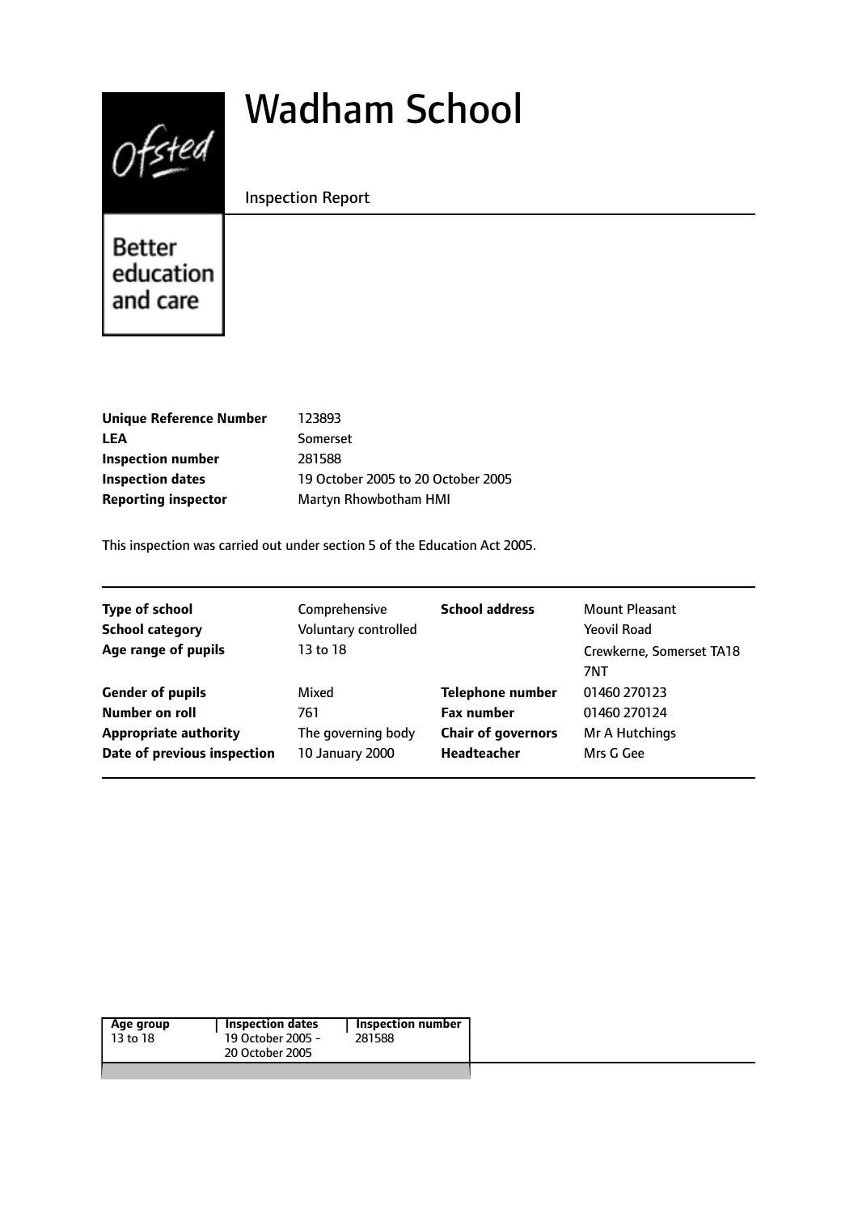# Wadham School

Inspection Report

Better education and care

| | |
|---|---|
| **Unique Reference Number** | 123893 |
| **LEA** | Somerset |
| **Inspection number** | 281588 |
| **Inspection dates** | 19 October 2005 to 20 October 2005 |
| **Reporting inspector** | Martyn Rhowbotham HMI |

This inspection was carried out under section 5 of the Education Act 2005.

| | | | |
|---|---|---|---|
| **Type of school** | Comprehensive | **School address** | Mount Pleasant |
| **School category** | Voluntary controlled | | Yeovil Road |
| **Age range of pupils** | 13 to 18 | | Crewkerne, Somerset TA18 7NT |
| **Gender of pupils** | Mixed | **Telephone number** | 01460 270123 |
| **Number on roll** | 761 | **Fax number** | 01460 270124 |
| **Appropriate authority** | The governing body | **Chair of governors** | Mr A Hutchings |
| **Date of previous inspection** | 10 January 2000 | **Headteacher** | Mrs G Gee |

| Age group | Inspection dates | Inspection number |
|---|---|---|
| 13 to 18 | 19 October 2005 - 20 October 2005 | 281588 |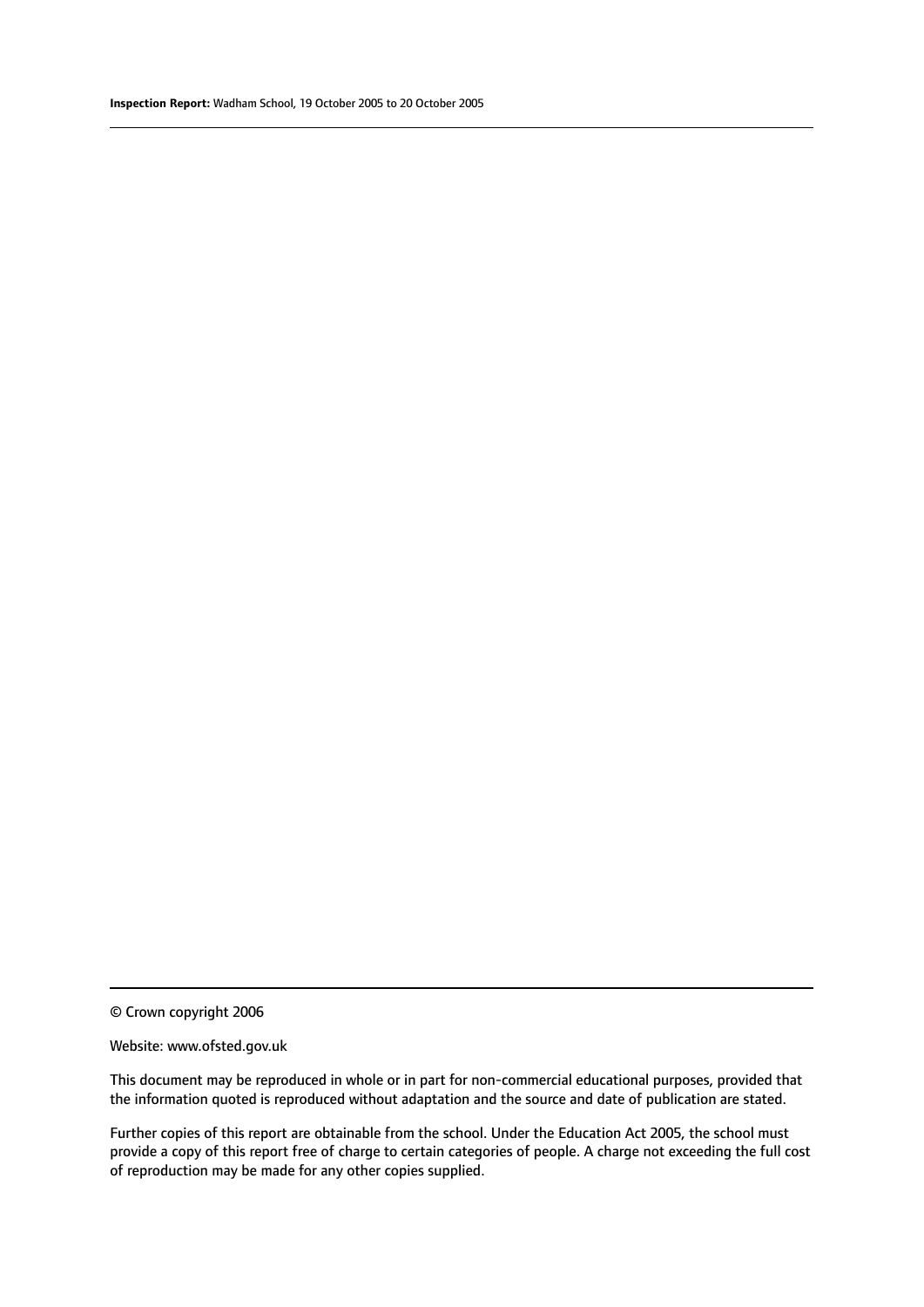© Crown copyright 2006

Website: www.ofsted.gov.uk

This document may be reproduced in whole or in part for non-commercial educational purposes, provided that the information quoted is reproduced without adaptation and the source and date of publication are stated.

Further copies of this report are obtainable from the school. Under the Education Act 2005, the school must provide a copy of this report free of charge to certain categories of people. A charge not exceeding the full cost of reproduction may be made for any other copies supplied.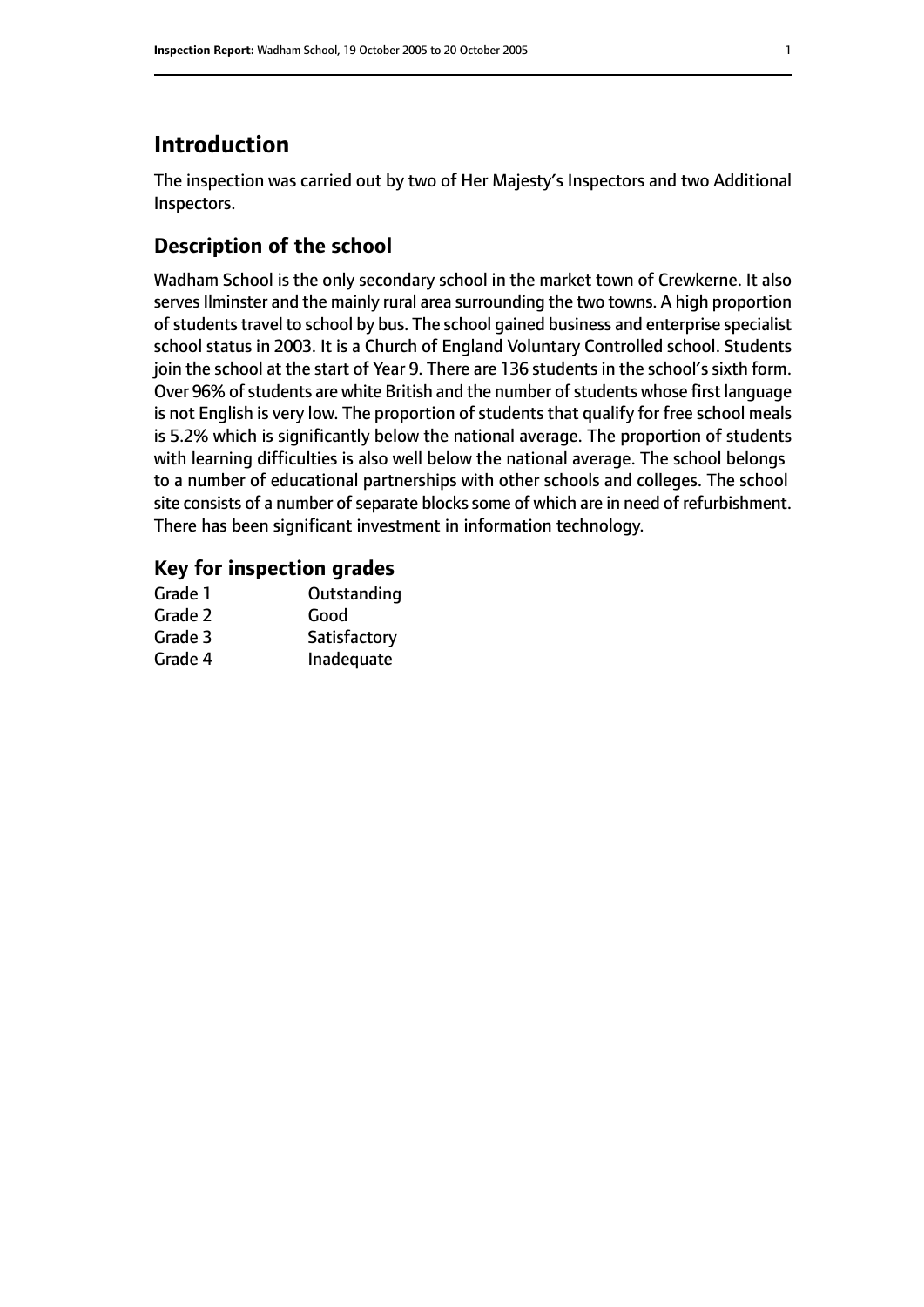## Introduction

The inspection was carried out by two of Her Majesty's Inspectors and two Additional Inspectors.

### Description of the school

Wadham School is the only secondary school in the market town of Crewkerne. It also serves Ilminster and the mainly rural area surrounding the two towns. A high proportion of students travel to school by bus. The school gained business and enterprise specialist school status in 2003. It is a Church of England Voluntary Controlled school. Students join the school at the start of Year 9. There are 136 students in the school's sixth form. Over 96% of students are white British and the number of students whose first language is not English is very low. The proportion of students that qualify for free school meals is 5.2% which is significantly below the national average. The proportion of students with learning difficulties is also well below the national average. The school belongs to a number of educational partnerships with other schools and colleges. The school site consists of a number of separate blocks some of which are in need of refurbishment. There has been significant investment in information technology.

### Key for inspection grades

| | |
|---|---|
| Grade 1 | Outstanding |
| Grade 2 | Good |
| Grade 3 | Satisfactory |
| Grade 4 | Inadequate |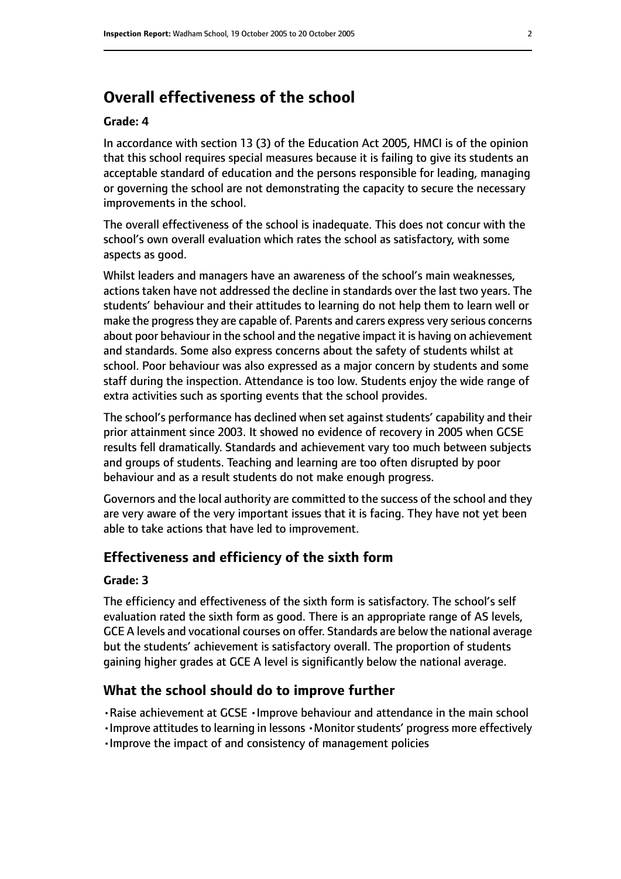## Overall effectiveness of the school

### Grade: 4

In accordance with section 13 (3) of the Education Act 2005, HMCI is of the opinion that this school requires special measures because it is failing to give its students an acceptable standard of education and the persons responsible for leading, managing or governing the school are not demonstrating the capacity to secure the necessary improvements in the school.

The overall effectiveness of the school is inadequate. This does not concur with the school's own overall evaluation which rates the school as satisfactory, with some aspects as good.

Whilst leaders and managers have an awareness of the school's main weaknesses, actions taken have not addressed the decline in standards over the last two years. The students' behaviour and their attitudes to learning do not help them to learn well or make the progress they are capable of. Parents and carers express very serious concerns about poor behaviour in the school and the negative impact it is having on achievement and standards. Some also express concerns about the safety of students whilst at school. Poor behaviour was also expressed as a major concern by students and some staff during the inspection. Attendance is too low. Students enjoy the wide range of extra activities such as sporting events that the school provides.

The school's performance has declined when set against students' capability and their prior attainment since 2003. It showed no evidence of recovery in 2005 when GCSE results fell dramatically. Standards and achievement vary too much between subjects and groups of students. Teaching and learning are too often disrupted by poor behaviour and as a result students do not make enough progress.

Governors and the local authority are committed to the success of the school and they are very aware of the very important issues that it is facing. They have not yet been able to take actions that have led to improvement.

## Effectiveness and efficiency of the sixth form

### Grade: 3

The efficiency and effectiveness of the sixth form is satisfactory. The school's self evaluation rated the sixth form as good. There is an appropriate range of AS levels, GCE A levels and vocational courses on offer. Standards are below the national average but the students' achievement is satisfactory overall. The proportion of students gaining higher grades at GCE A level is significantly below the national average.

## What the school should do to improve further

- Raise achievement at GCSE
- Improve behaviour and attendance in the main school
- Improve attitudes to learning in lessons
- Monitor students' progress more effectively
- Improve the impact of and consistency of management policies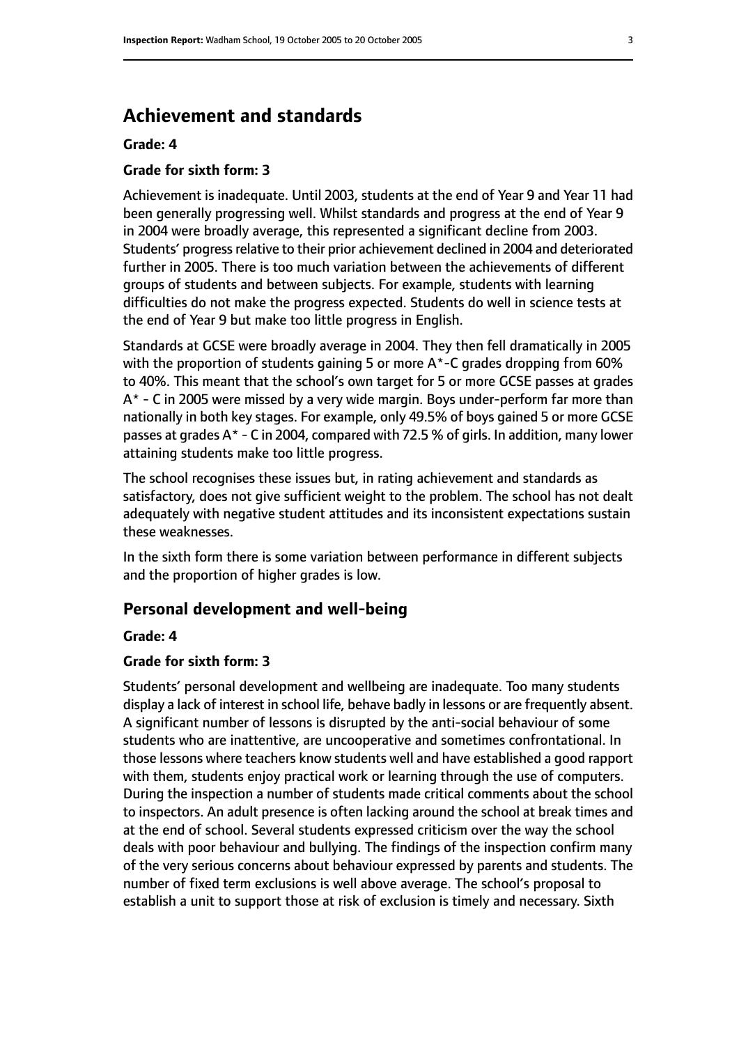## Achievement and standards

**Grade: 4**

**Grade for sixth form: 3**

Achievement is inadequate. Until 2003, students at the end of Year 9 and Year 11 had been generally progressing well. Whilst standards and progress at the end of Year 9 in 2004 were broadly average, this represented a significant decline from 2003. Students' progress relative to their prior achievement declined in 2004 and deteriorated further in 2005. There is too much variation between the achievements of different groups of students and between subjects. For example, students with learning difficulties do not make the progress expected. Students do well in science tests at the end of Year 9 but make too little progress in English.

Standards at GCSE were broadly average in 2004. They then fell dramatically in 2005 with the proportion of students gaining 5 or more A*-C grades dropping from 60% to 40%. This meant that the school's own target for 5 or more GCSE passes at grades A* - C in 2005 were missed by a very wide margin. Boys under-perform far more than nationally in both key stages. For example, only 49.5% of boys gained 5 or more GCSE passes at grades A* - C in 2004, compared with 72.5 % of girls. In addition, many lower attaining students make too little progress.

The school recognises these issues but, in rating achievement and standards as satisfactory, does not give sufficient weight to the problem. The school has not dealt adequately with negative student attitudes and its inconsistent expectations sustain these weaknesses.

In the sixth form there is some variation between performance in different subjects and the proportion of higher grades is low.

## Personal development and well-being

**Grade: 4**

**Grade for sixth form: 3**

Students' personal development and wellbeing are inadequate. Too many students display a lack of interest in school life, behave badly in lessons or are frequently absent. A significant number of lessons is disrupted by the anti-social behaviour of some students who are inattentive, are uncooperative and sometimes confrontational. In those lessons where teachers know students well and have established a good rapport with them, students enjoy practical work or learning through the use of computers. During the inspection a number of students made critical comments about the school to inspectors. An adult presence is often lacking around the school at break times and at the end of school. Several students expressed criticism over the way the school deals with poor behaviour and bullying. The findings of the inspection confirm many of the very serious concerns about behaviour expressed by parents and students. The number of fixed term exclusions is well above average. The school's proposal to establish a unit to support those at risk of exclusion is timely and necessary. Sixth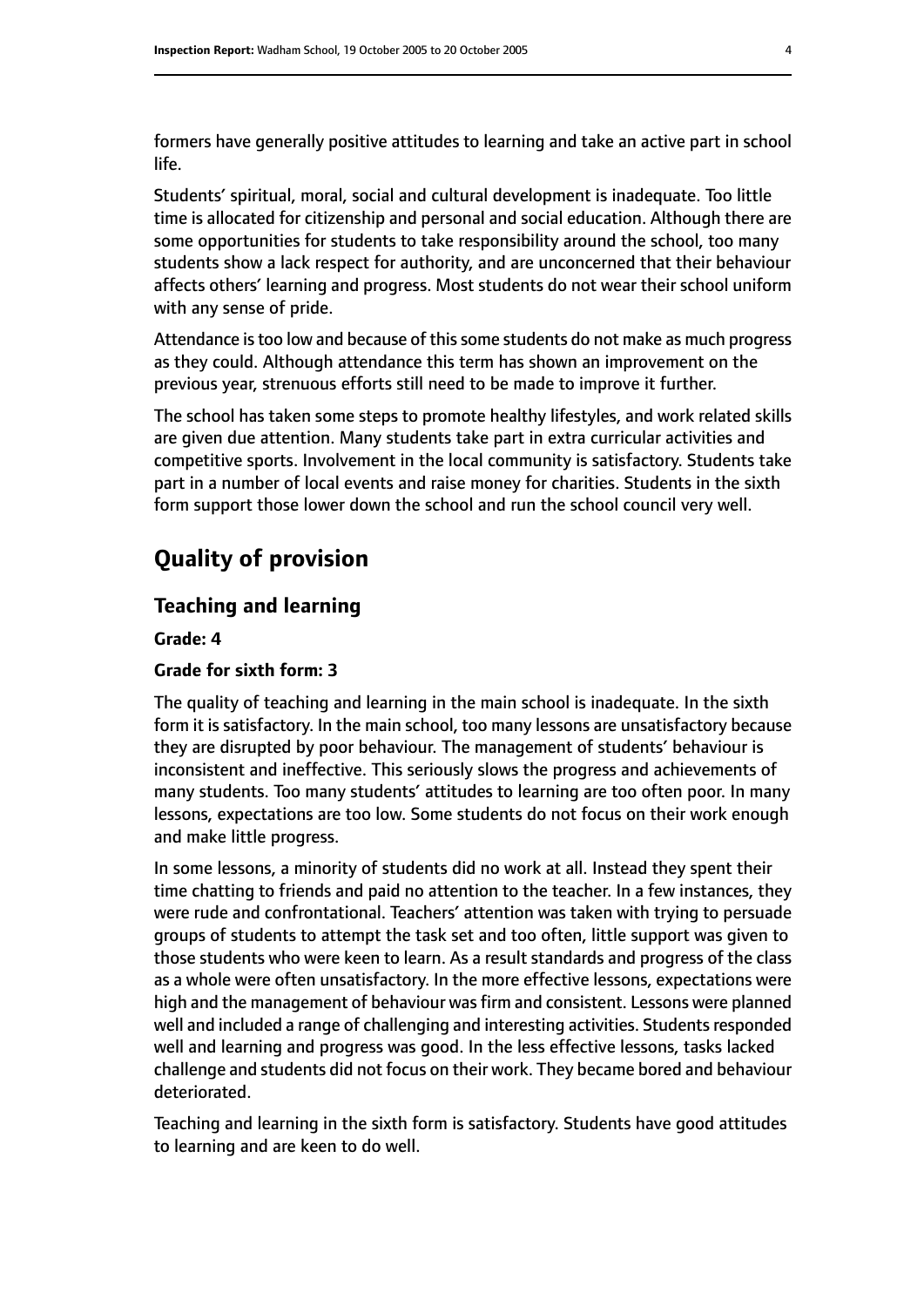formers have generally positive attitudes to learning and take an active part in school life.

Students' spiritual, moral, social and cultural development is inadequate. Too little time is allocated for citizenship and personal and social education. Although there are some opportunities for students to take responsibility around the school, too many students show a lack respect for authority, and are unconcerned that their behaviour affects others' learning and progress. Most students do not wear their school uniform with any sense of pride.

Attendance is too low and because of this some students do not make as much progress as they could. Although attendance this term has shown an improvement on the previous year, strenuous efforts still need to be made to improve it further.

The school has taken some steps to promote healthy lifestyles, and work related skills are given due attention. Many students take part in extra curricular activities and competitive sports. Involvement in the local community is satisfactory. Students take part in a number of local events and raise money for charities. Students in the sixth form support those lower down the school and run the school council very well.

## Quality of provision

### Teaching and learning

**Grade: 4**

**Grade for sixth form: 3**

The quality of teaching and learning in the main school is inadequate. In the sixth form it is satisfactory. In the main school, too many lessons are unsatisfactory because they are disrupted by poor behaviour. The management of students' behaviour is inconsistent and ineffective. This seriously slows the progress and achievements of many students. Too many students' attitudes to learning are too often poor. In many lessons, expectations are too low. Some students do not focus on their work enough and make little progress.

In some lessons, a minority of students did no work at all. Instead they spent their time chatting to friends and paid no attention to the teacher. In a few instances, they were rude and confrontational. Teachers' attention was taken with trying to persuade groups of students to attempt the task set and too often, little support was given to those students who were keen to learn. As a result standards and progress of the class as a whole were often unsatisfactory. In the more effective lessons, expectations were high and the management of behaviour was firm and consistent. Lessons were planned well and included a range of challenging and interesting activities. Students responded well and learning and progress was good. In the less effective lessons, tasks lacked challenge and students did not focus on their work. They became bored and behaviour deteriorated.

Teaching and learning in the sixth form is satisfactory. Students have good attitudes to learning and are keen to do well.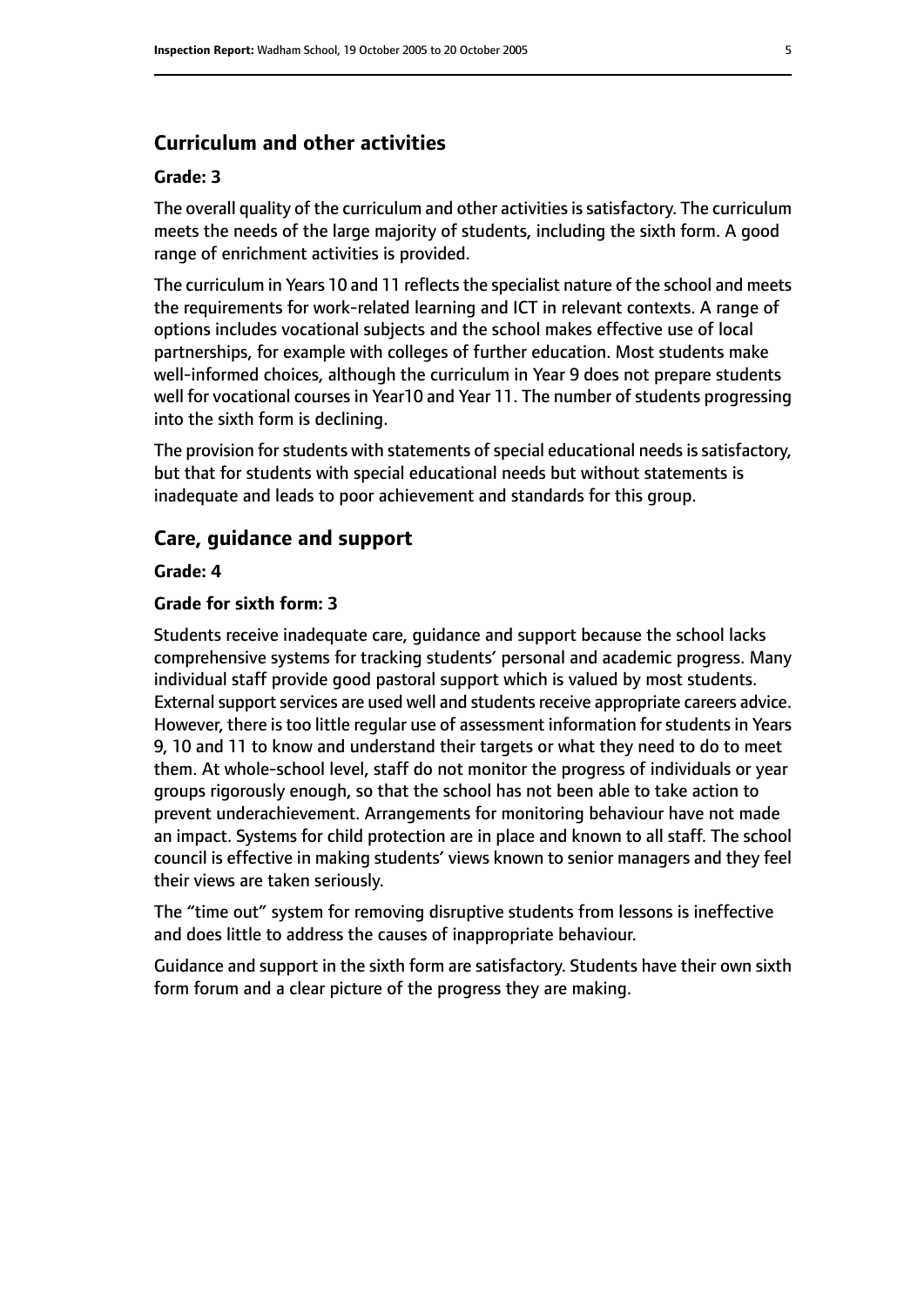## Curriculum and other activities

**Grade: 3**

The overall quality of the curriculum and other activities is satisfactory. The curriculum meets the needs of the large majority of students, including the sixth form. A good range of enrichment activities is provided.

The curriculum in Years 10 and 11 reflects the specialist nature of the school and meets the requirements for work-related learning and ICT in relevant contexts. A range of options includes vocational subjects and the school makes effective use of local partnerships, for example with colleges of further education. Most students make well-informed choices, although the curriculum in Year 9 does not prepare students well for vocational courses in Year10 and Year 11. The number of students progressing into the sixth form is declining.

The provision for students with statements of special educational needs is satisfactory, but that for students with special educational needs but without statements is inadequate and leads to poor achievement and standards for this group.

## Care, guidance and support

**Grade: 4**

**Grade for sixth form: 3**

Students receive inadequate care, guidance and support because the school lacks comprehensive systems for tracking students' personal and academic progress. Many individual staff provide good pastoral support which is valued by most students. External support services are used well and students receive appropriate careers advice. However, there is too little regular use of assessment information for students in Years 9, 10 and 11 to know and understand their targets or what they need to do to meet them. At whole-school level, staff do not monitor the progress of individuals or year groups rigorously enough, so that the school has not been able to take action to prevent underachievement. Arrangements for monitoring behaviour have not made an impact. Systems for child protection are in place and known to all staff. The school council is effective in making students' views known to senior managers and they feel their views are taken seriously.

The "time out" system for removing disruptive students from lessons is ineffective and does little to address the causes of inappropriate behaviour.

Guidance and support in the sixth form are satisfactory. Students have their own sixth form forum and a clear picture of the progress they are making.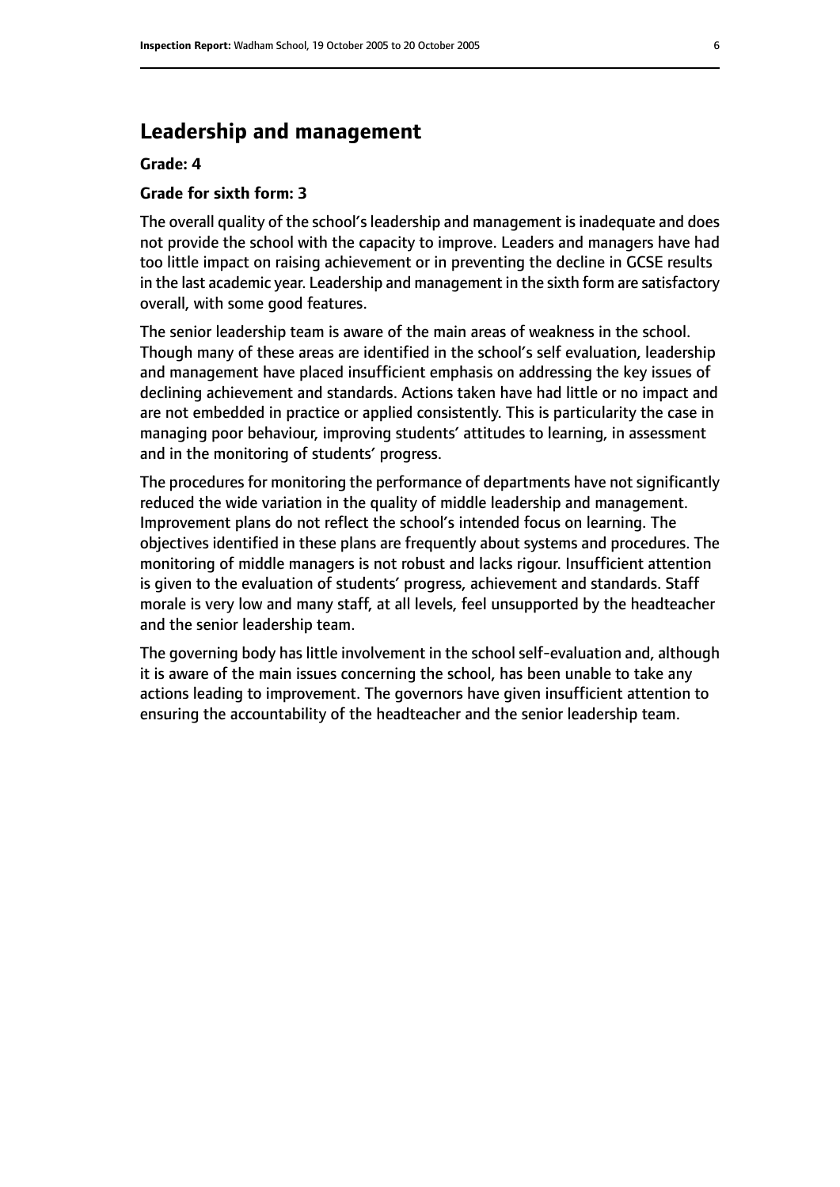## Leadership and management

**Grade: 4**

**Grade for sixth form: 3**

The overall quality of the school's leadership and management is inadequate and does not provide the school with the capacity to improve. Leaders and managers have had too little impact on raising achievement or in preventing the decline in GCSE results in the last academic year. Leadership and management in the sixth form are satisfactory overall, with some good features.

The senior leadership team is aware of the main areas of weakness in the school. Though many of these areas are identified in the school's self evaluation, leadership and management have placed insufficient emphasis on addressing the key issues of declining achievement and standards. Actions taken have had little or no impact and are not embedded in practice or applied consistently. This is particularity the case in managing poor behaviour, improving students' attitudes to learning, in assessment and in the monitoring of students' progress.

The procedures for monitoring the performance of departments have not significantly reduced the wide variation in the quality of middle leadership and management. Improvement plans do not reflect the school's intended focus on learning. The objectives identified in these plans are frequently about systems and procedures. The monitoring of middle managers is not robust and lacks rigour. Insufficient attention is given to the evaluation of students' progress, achievement and standards. Staff morale is very low and many staff, at all levels, feel unsupported by the headteacher and the senior leadership team.

The governing body has little involvement in the school self-evaluation and, although it is aware of the main issues concerning the school, has been unable to take any actions leading to improvement. The governors have given insufficient attention to ensuring the accountability of the headteacher and the senior leadership team.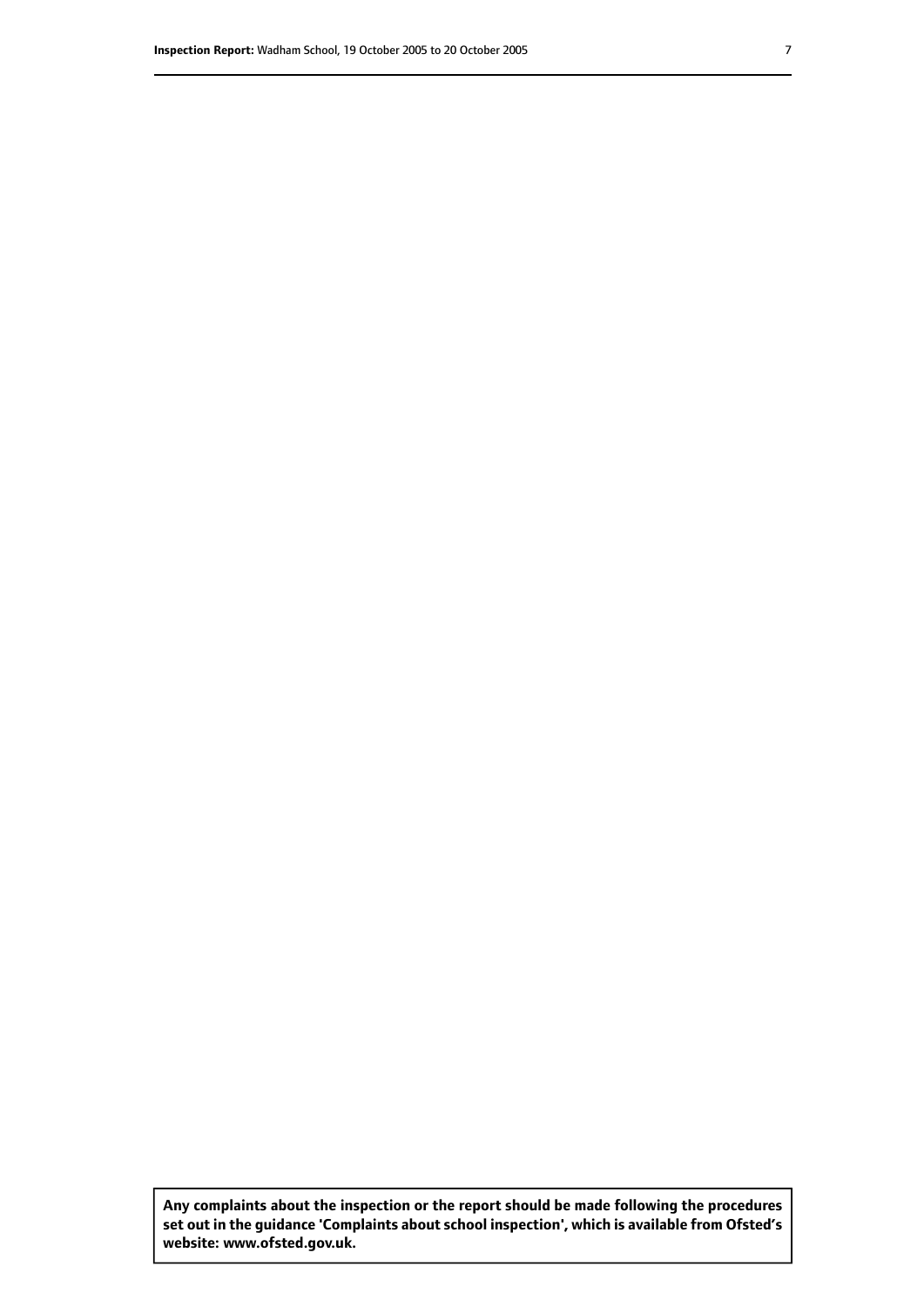**Any complaints about the inspection or the report should be made following the procedures set out in the guidance 'Complaints about school inspection', which is available from Ofsted's website: www.ofsted.gov.uk.**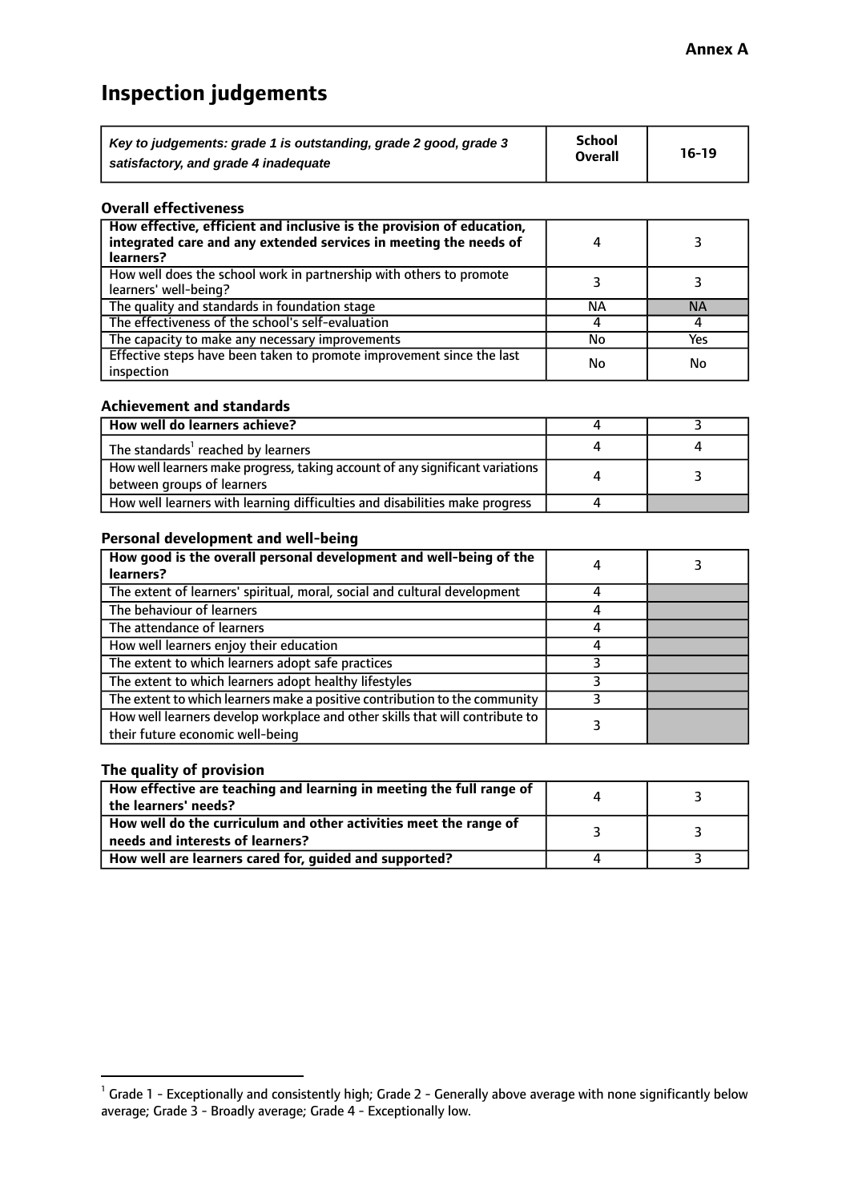**Annex A**

# Inspection judgements

| *Key to judgements: grade 1 is outstanding, grade 2 good, grade 3 satisfactory, and grade 4 inadequate* | School Overall | 16-19 |
|---|---|---|

### Overall effectiveness

| | | |
|---|---|---|
| **How effective, efficient and inclusive is the provision of education, integrated care and any extended services in meeting the needs of learners?** | 4 | 3 |
| How well does the school work in partnership with others to promote learners' well-being? | 3 | 3 |
| The quality and standards in foundation stage | NA | NA |
| The effectiveness of the school's self-evaluation | 4 | 4 |
| The capacity to make any necessary improvements | No | Yes |
| Effective steps have been taken to promote improvement since the last inspection | No | No |

### Achievement and standards

| | | |
|---|---|---|
| **How well do learners achieve?** | 4 | 3 |
| The standards[1] reached by learners | 4 | 4 |
| How well learners make progress, taking account of any significant variations between groups of learners | 4 | 3 |
| How well learners with learning difficulties and disabilities make progress | 4 | |

### Personal development and well-being

| | | |
|---|---|---|
| **How good is the overall personal development and well-being of the learners?** | 4 | 3 |
| The extent of learners' spiritual, moral, social and cultural development | 4 | |
| The behaviour of learners | 4 | |
| The attendance of learners | 4 | |
| How well learners enjoy their education | 4 | |
| The extent to which learners adopt safe practices | 3 | |
| The extent to which learners adopt healthy lifestyles | 3 | |
| The extent to which learners make a positive contribution to the community | 3 | |
| How well learners develop workplace and other skills that will contribute to their future economic well-being | 3 | |

### The quality of provision

| | | |
|---|---|---|
| **How effective are teaching and learning in meeting the full range of the learners' needs?** | 4 | 3 |
| **How well do the curriculum and other activities meet the range of needs and interests of learners?** | 3 | 3 |
| **How well are learners cared for, guided and supported?** | 4 | 3 |

[1] Grade 1 - Exceptionally and consistently high; Grade 2 - Generally above average with none significantly below average; Grade 3 - Broadly average; Grade 4 - Exceptionally low.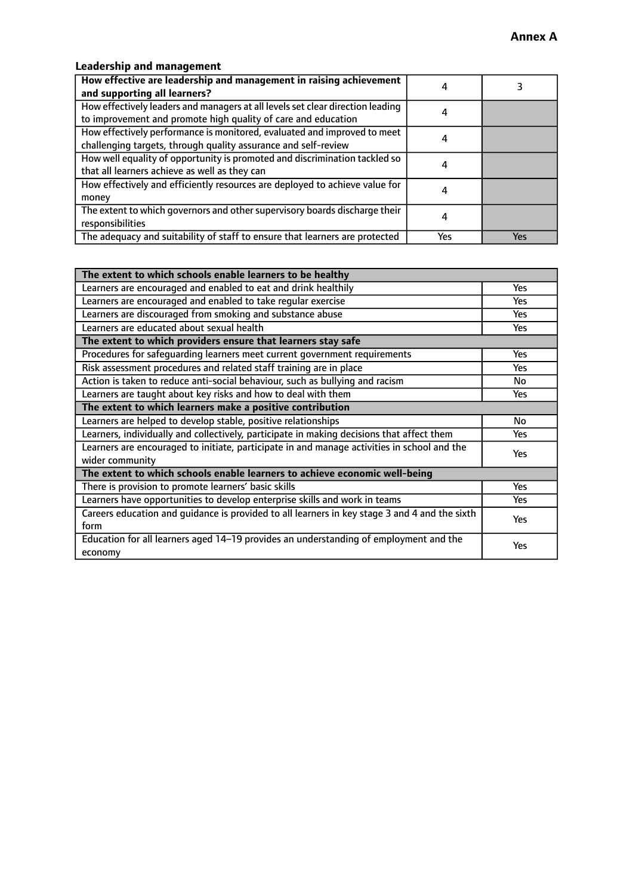**Annex A**

### Leadership and management

| How effective are leadership and management in raising achievement and supporting all learners? | 4 | 3 |
|---|---|---|
| How effectively leaders and managers at all levels set clear direction leading to improvement and promote high quality of care and education | 4 | |
| How effectively performance is monitored, evaluated and improved to meet challenging targets, through quality assurance and self-review | 4 | |
| How well equality of opportunity is promoted and discrimination tackled so that all learners achieve as well as they can | 4 | |
| How effectively and efficiently resources are deployed to achieve value for money | 4 | |
| The extent to which governors and other supervisory boards discharge their responsibilities | 4 | |
| The adequacy and suitability of staff to ensure that learners are protected | Yes | Yes |

| **The extent to which schools enable learners to be healthy** | |
|---|---|
| Learners are encouraged and enabled to eat and drink healthily | Yes |
| Learners are encouraged and enabled to take regular exercise | Yes |
| Learners are discouraged from smoking and substance abuse | Yes |
| Learners are educated about sexual health | Yes |
| **The extent to which providers ensure that learners stay safe** | |
| Procedures for safeguarding learners meet current government requirements | Yes |
| Risk assessment procedures and related staff training are in place | Yes |
| Action is taken to reduce anti-social behaviour, such as bullying and racism | No |
| Learners are taught about key risks and how to deal with them | Yes |
| **The extent to which learners make a positive contribution** | |
| Learners are helped to develop stable, positive relationships | No |
| Learners, individually and collectively, participate in making decisions that affect them | Yes |
| Learners are encouraged to initiate, participate in and manage activities in school and the wider community | Yes |
| **The extent to which schools enable learners to achieve economic well-being** | |
| There is provision to promote learners' basic skills | Yes |
| Learners have opportunities to develop enterprise skills and work in teams | Yes |
| Careers education and guidance is provided to all learners in key stage 3 and 4 and the sixth form | Yes |
| Education for all learners aged 14–19 provides an understanding of employment and the economy | Yes |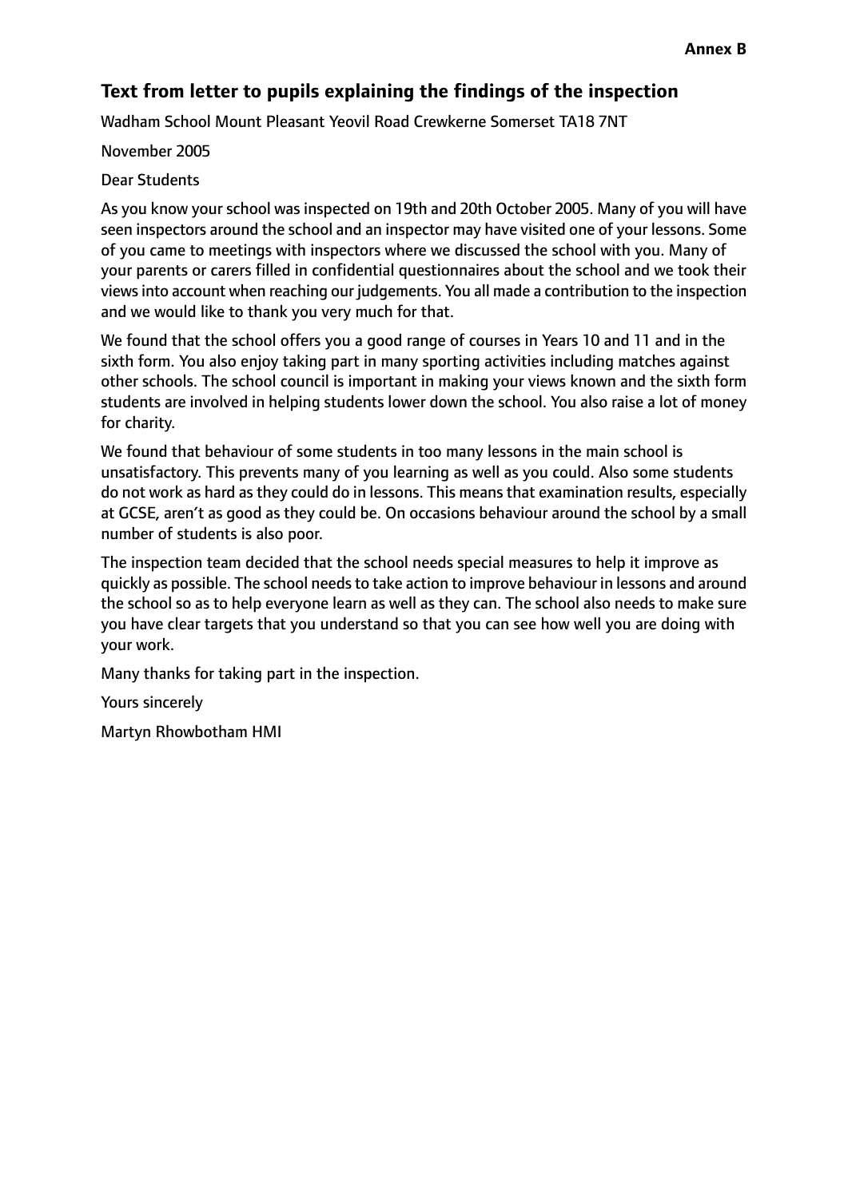**Annex B**

## Text from letter to pupils explaining the findings of the inspection

Wadham School Mount Pleasant Yeovil Road Crewkerne Somerset TA18 7NT

November 2005

Dear Students

As you know your school was inspected on 19th and 20th October 2005. Many of you will have seen inspectors around the school and an inspector may have visited one of your lessons. Some of you came to meetings with inspectors where we discussed the school with you. Many of your parents or carers filled in confidential questionnaires about the school and we took their views into account when reaching our judgements. You all made a contribution to the inspection and we would like to thank you very much for that.

We found that the school offers you a good range of courses in Years 10 and 11 and in the sixth form. You also enjoy taking part in many sporting activities including matches against other schools. The school council is important in making your views known and the sixth form students are involved in helping students lower down the school. You also raise a lot of money for charity.

We found that behaviour of some students in too many lessons in the main school is unsatisfactory. This prevents many of you learning as well as you could. Also some students do not work as hard as they could do in lessons. This means that examination results, especially at GCSE, aren't as good as they could be. On occasions behaviour around the school by a small number of students is also poor.

The inspection team decided that the school needs special measures to help it improve as quickly as possible. The school needs to take action to improve behaviour in lessons and around the school so as to help everyone learn as well as they can. The school also needs to make sure you have clear targets that you understand so that you can see how well you are doing with your work.

Many thanks for taking part in the inspection.

Yours sincerely

Martyn Rhowbotham HMI